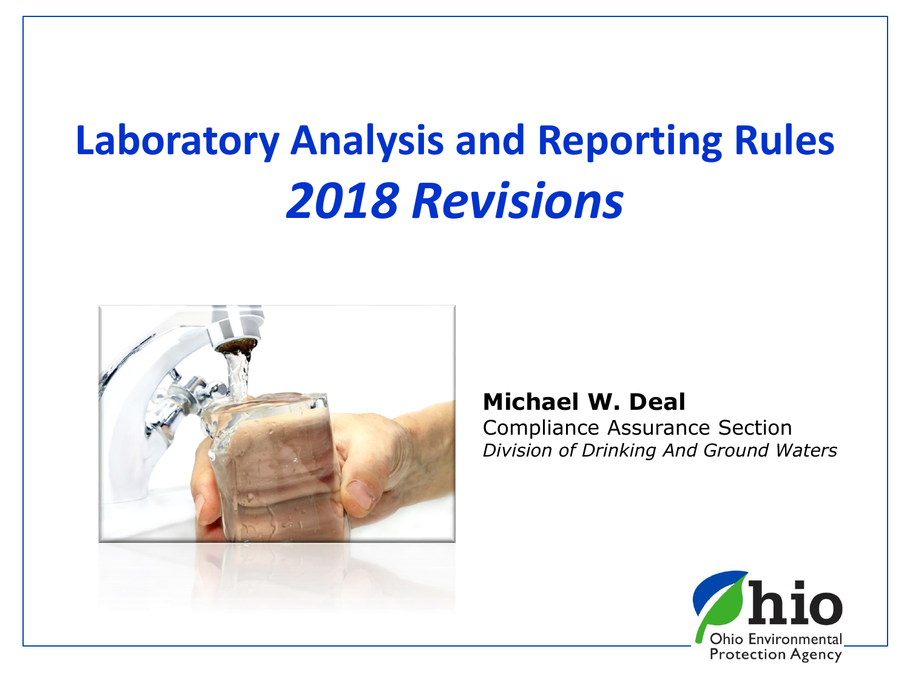# Laboratory Analysis and Reporting Rules
## *2018 Revisions*

**Michael W. Deal**
Compliance Assurance Section
*Division of Drinking And Ground Waters*

Ohio Environmental Protection Agency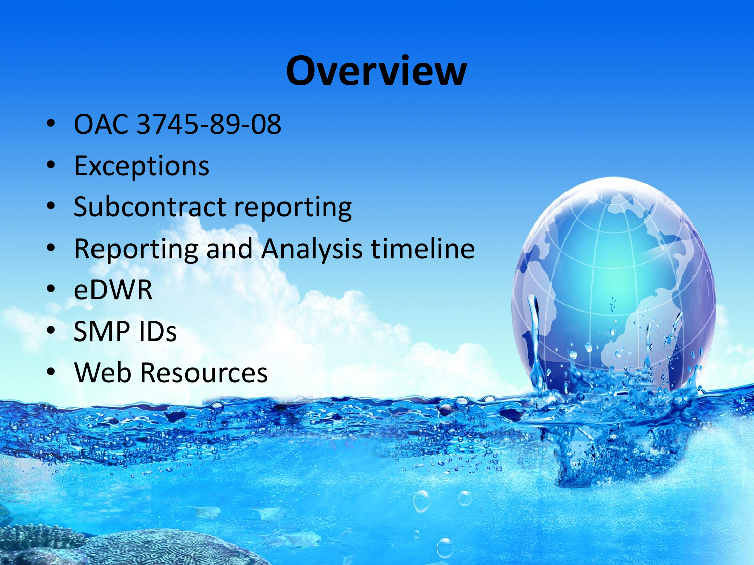# Overview

- OAC 3745-89-08
- Exceptions
- Subcontract reporting
- Reporting and Analysis timeline
- eDWR
- SMP IDs
- Web Resources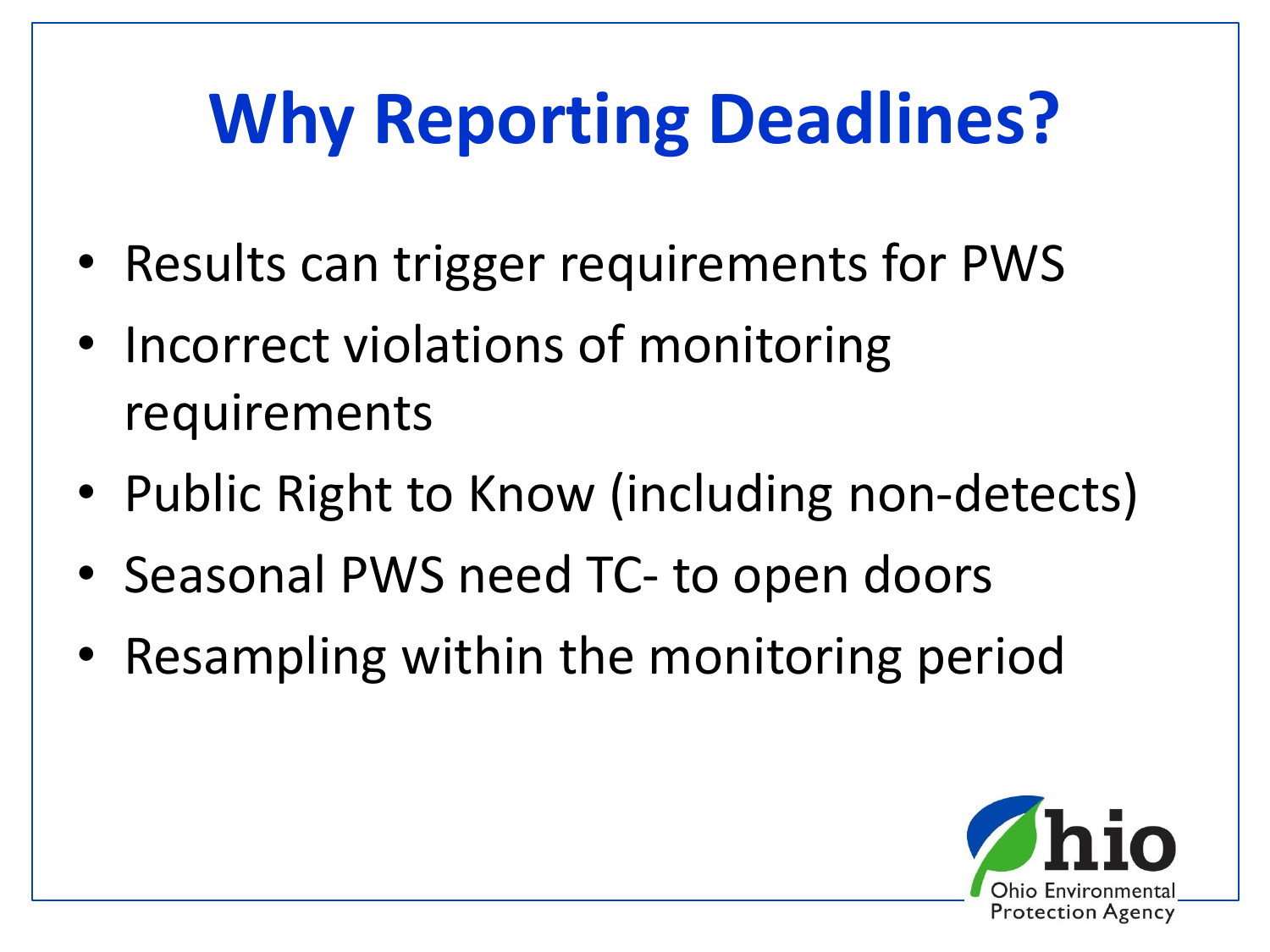# Why Reporting Deadlines?

- Results can trigger requirements for PWS
- Incorrect violations of monitoring requirements
- Public Right to Know (including non-detects)
- Seasonal PWS need TC- to open doors
- Resampling within the monitoring period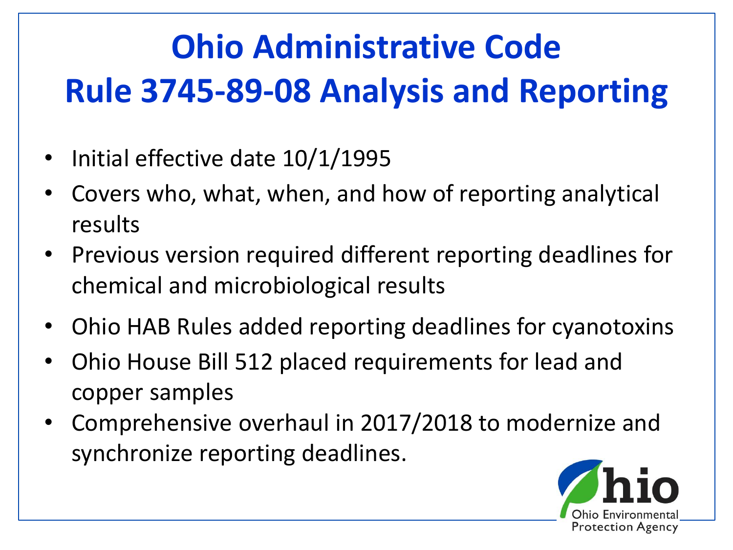# Ohio Administrative Code Rule 3745-89-08 Analysis and Reporting

- Initial effective date 10/1/1995
- Covers who, what, when, and how of reporting analytical results
- Previous version required different reporting deadlines for chemical and microbiological results
- Ohio HAB Rules added reporting deadlines for cyanotoxins
- Ohio House Bill 512 placed requirements for lead and copper samples
- Comprehensive overhaul in 2017/2018 to modernize and synchronize reporting deadlines.

Ohio Environmental Protection Agency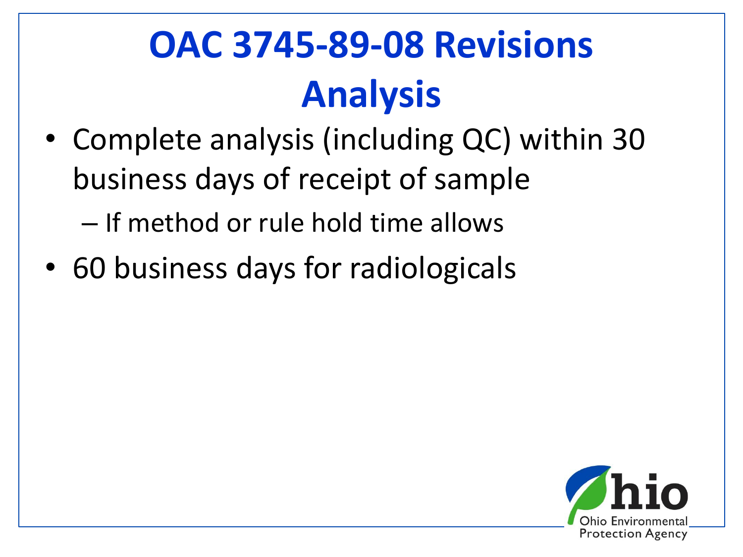# OAC 3745-89-08 Revisions
## Analysis

- Complete analysis (including QC) within 30 business days of receipt of sample
  - If method or rule hold time allows
- 60 business days for radiologicals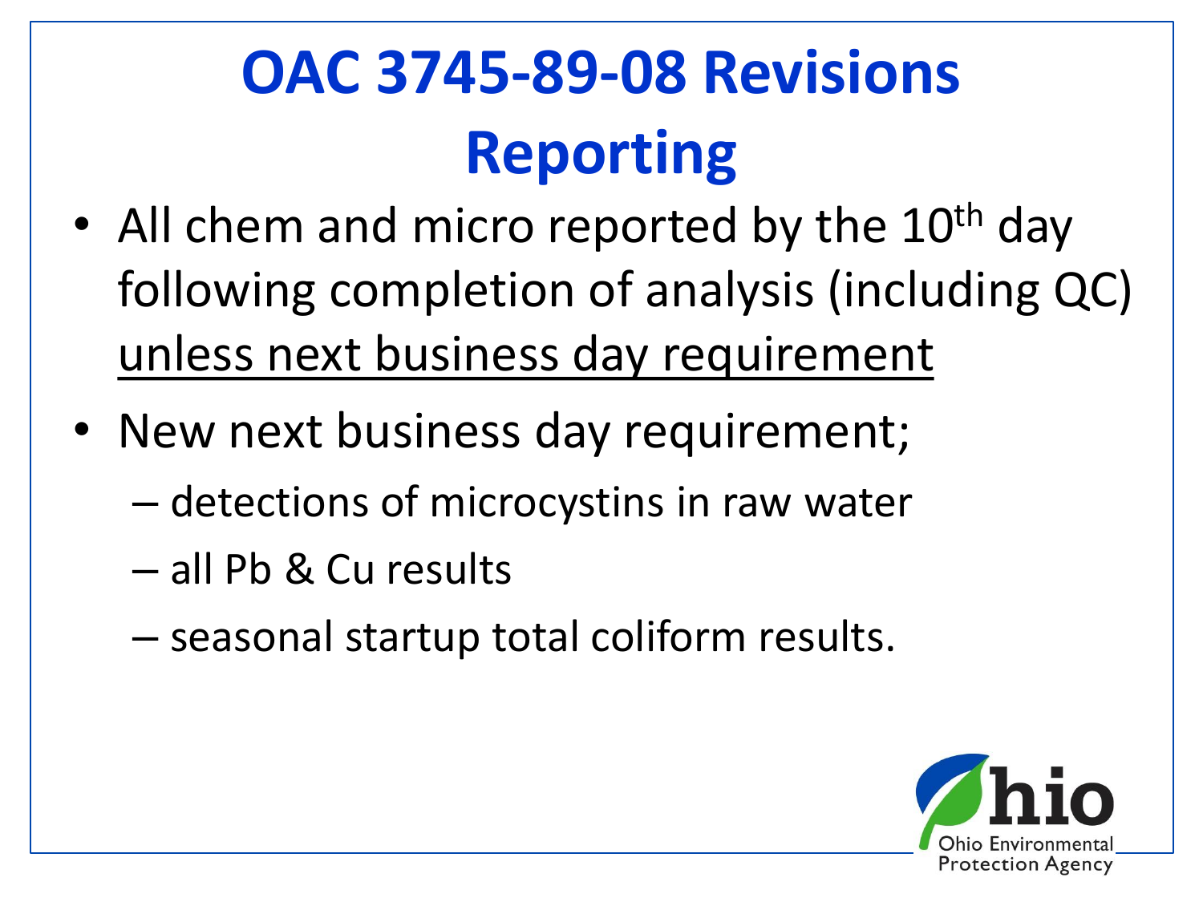# OAC 3745-89-08 Revisions Reporting

- All chem and micro reported by the 10th day following completion of analysis (including QC) <u>unless next business day requirement</u>
- New next business day requirement;
  - detections of microcystins in raw water
  - all Pb & Cu results
  - seasonal startup total coliform results.

Ohio Environmental Protection Agency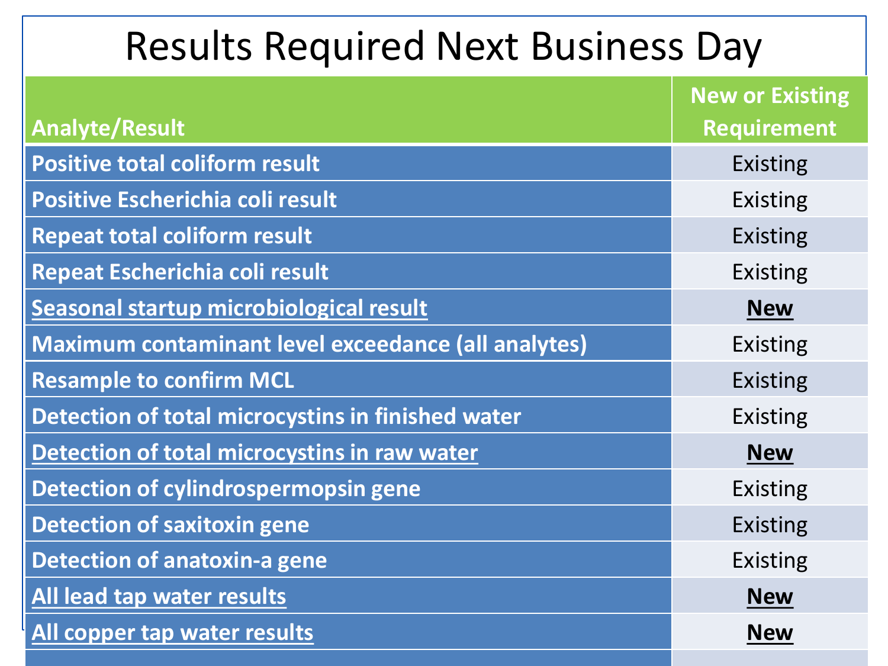# Results Required Next Business Day

| Analyte/Result | New or Existing Requirement |
|---|---|
| Positive total coliform result | Existing |
| Positive Escherichia coli result | Existing |
| Repeat total coliform result | Existing |
| Repeat Escherichia coli result | Existing |
| <u>Seasonal startup microbiological result</u> | **<u>New</u>** |
| Maximum contaminant level exceedance (all analytes) | Existing |
| Resample to confirm MCL | Existing |
| Detection of total microcystins in finished water | Existing |
| <u>Detection of total microcystins in raw water</u> | **<u>New</u>** |
| Detection of cylindrospermopsin gene | Existing |
| Detection of saxitoxin gene | Existing |
| Detection of anatoxin-a gene | Existing |
| <u>All lead tap water results</u> | **<u>New</u>** |
| <u>All copper tap water results</u> | **<u>New</u>** |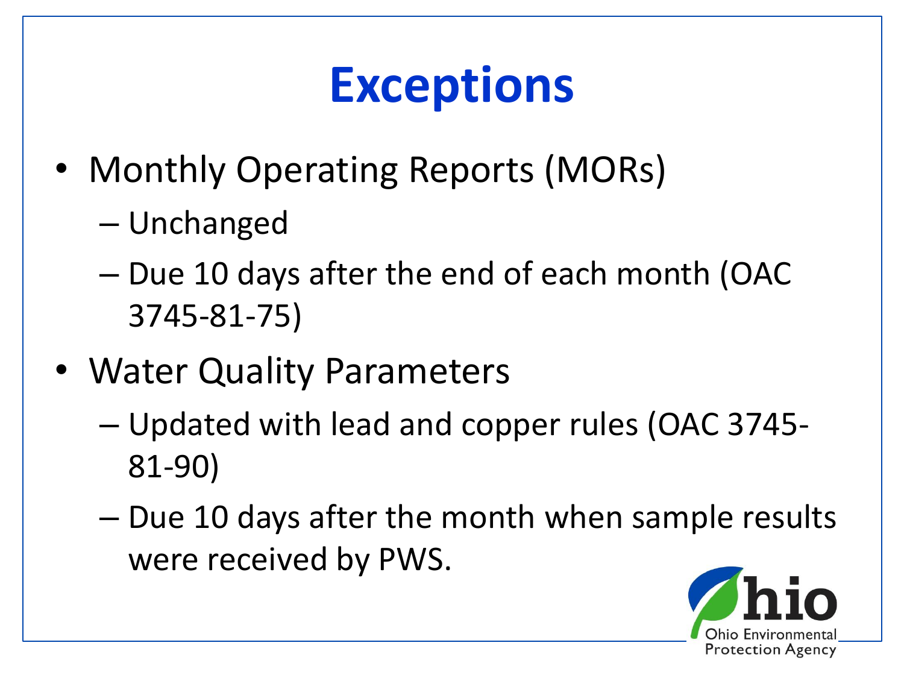# Exceptions

- Monthly Operating Reports (MORs)
  - Unchanged
  - Due 10 days after the end of each month (OAC 3745-81-75)
- Water Quality Parameters
  - Updated with lead and copper rules (OAC 3745-81-90)
  - Due 10 days after the month when sample results were received by PWS.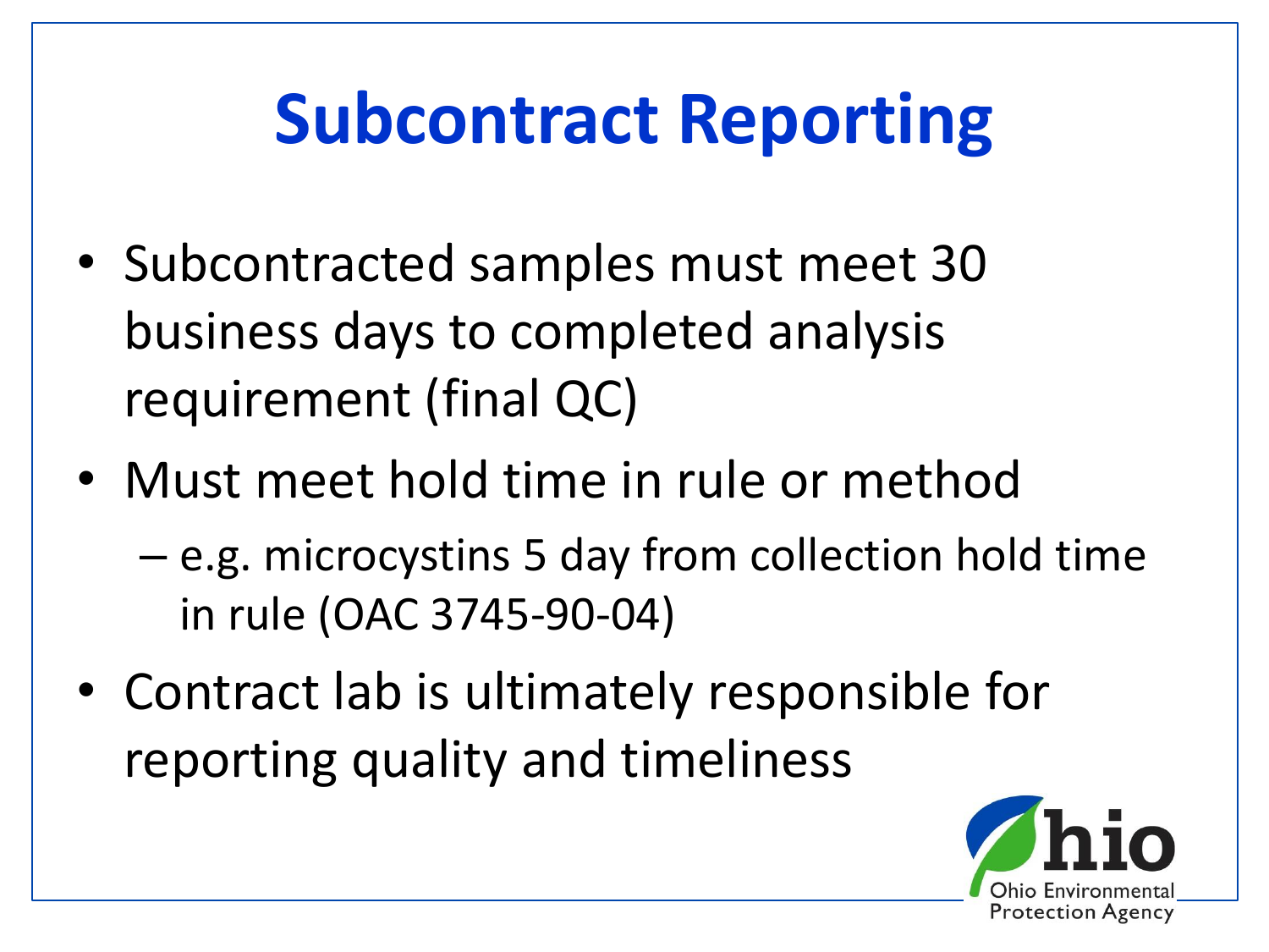# Subcontract Reporting

- Subcontracted samples must meet 30 business days to completed analysis requirement (final QC)
- Must meet hold time in rule or method
  - e.g. microcystins 5 day from collection hold time in rule (OAC 3745-90-04)
- Contract lab is ultimately responsible for reporting quality and timeliness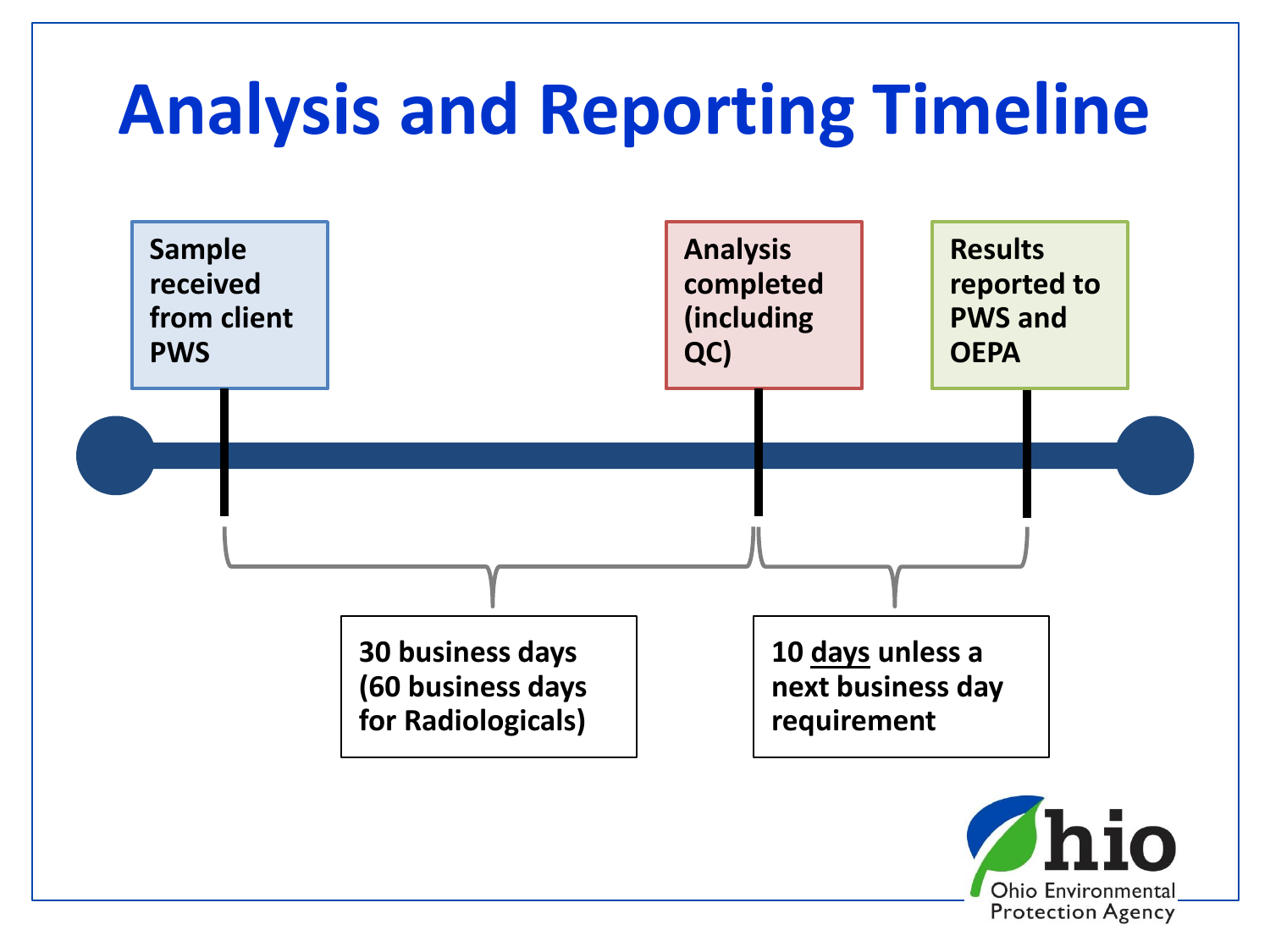# Analysis and Reporting Timeline

**Sample received from client PWS**

**Analysis completed (including QC)**

**Results reported to PWS and OEPA**

**30 business days (60 business days for Radiologicals)**

**10 <u>days</u> unless a next business day requirement**

Ohio Environmental Protection Agency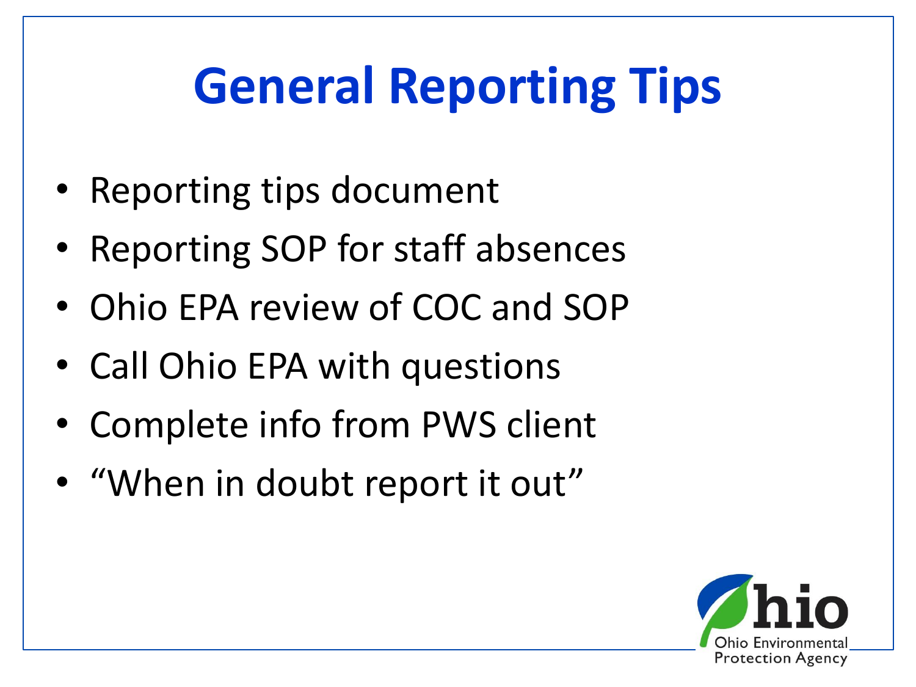# General Reporting Tips

- Reporting tips document
- Reporting SOP for staff absences
- Ohio EPA review of COC and SOP
- Call Ohio EPA with questions
- Complete info from PWS client
- "When in doubt report it out"

Ohio Environmental Protection Agency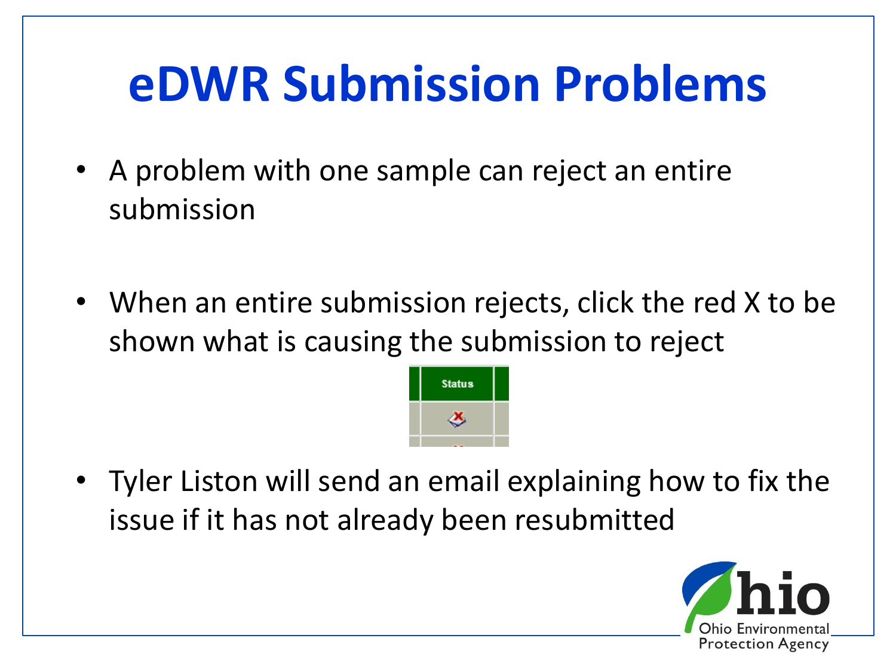# eDWR Submission Problems

- A problem with one sample can reject an entire submission
- When an entire submission rejects, click the red X to be shown what is causing the submission to reject
- Tyler Liston will send an email explaining how to fix the issue if it has not already been resubmitted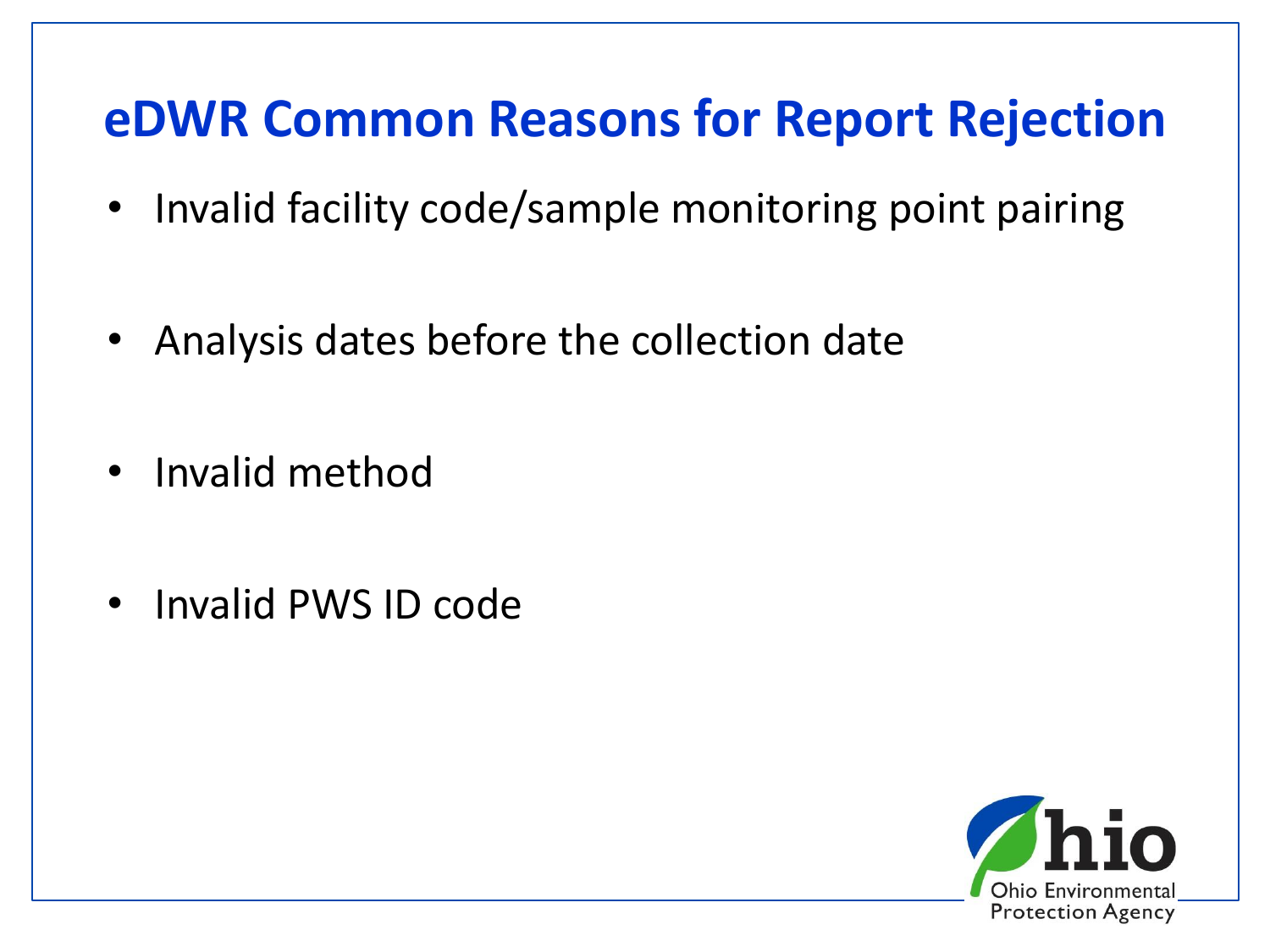# eDWR Common Reasons for Report Rejection

- Invalid facility code/sample monitoring point pairing
- Analysis dates before the collection date
- Invalid method
- Invalid PWS ID code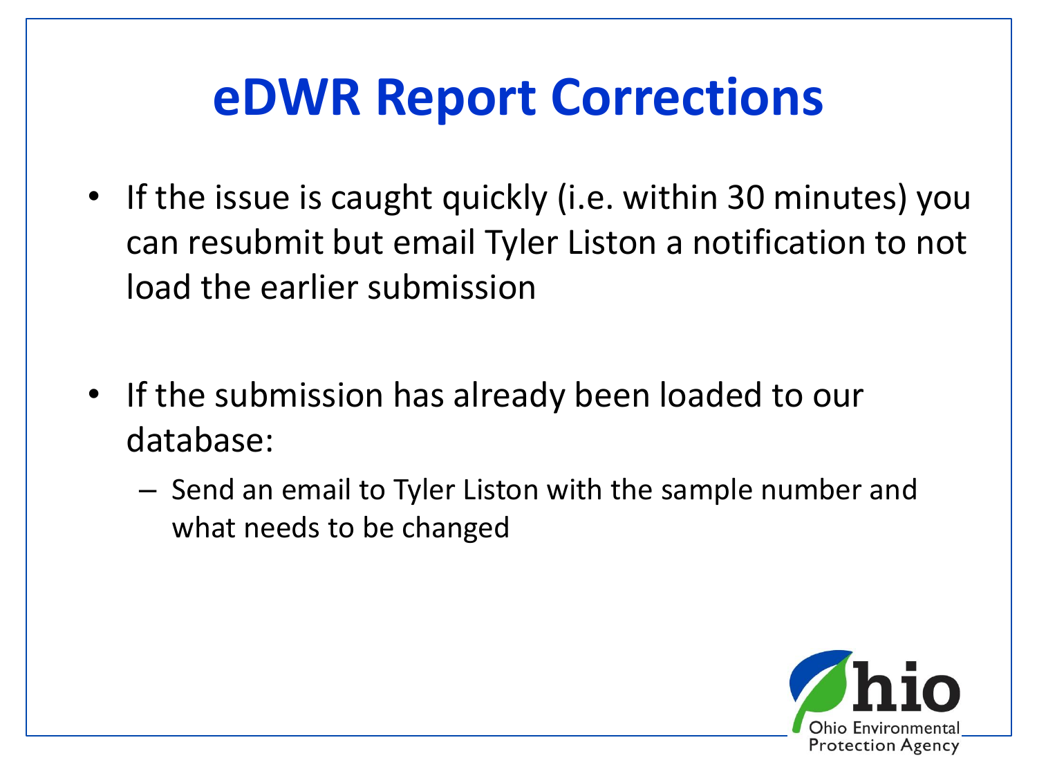# eDWR Report Corrections

- If the issue is caught quickly (i.e. within 30 minutes) you can resubmit but email Tyler Liston a notification to not load the earlier submission

- If the submission has already been loaded to our database:
  - Send an email to Tyler Liston with the sample number and what needs to be changed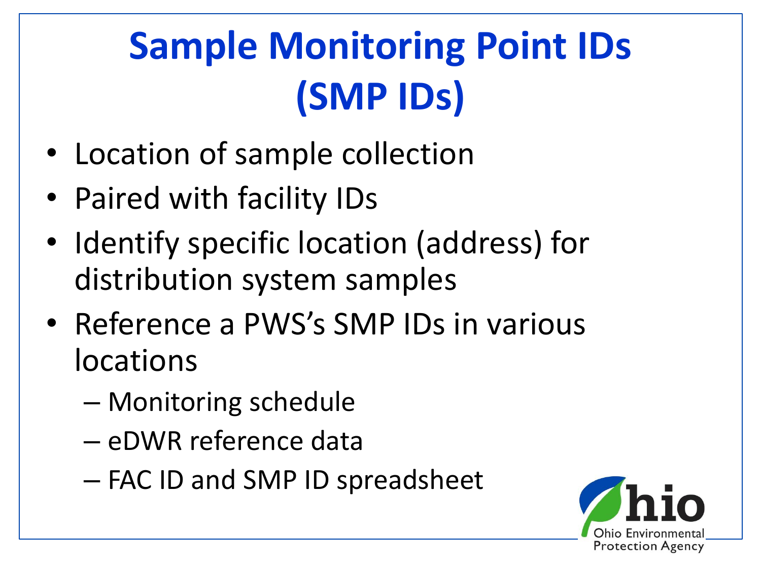# Sample Monitoring Point IDs (SMP IDs)

- Location of sample collection
- Paired with facility IDs
- Identify specific location (address) for distribution system samples
- Reference a PWS's SMP IDs in various locations
  - Monitoring schedule
  - eDWR reference data
  - FAC ID and SMP ID spreadsheet

Ohio Environmental Protection Agency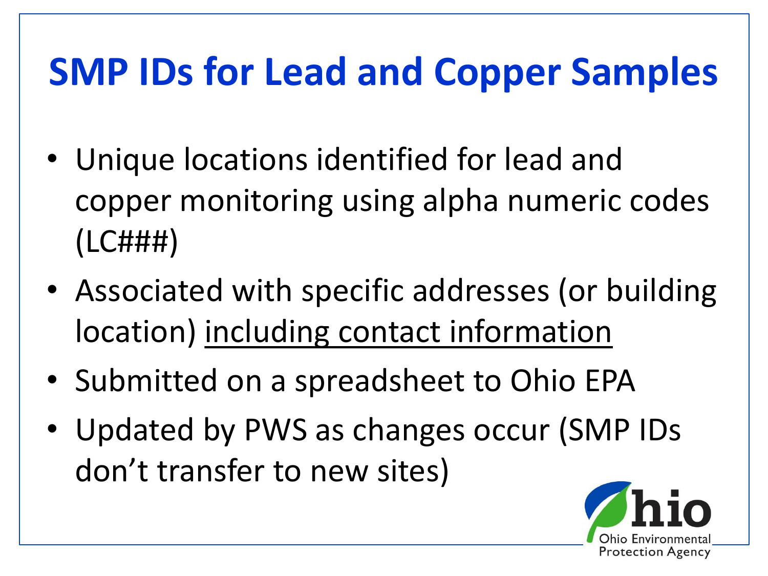# SMP IDs for Lead and Copper Samples

- Unique locations identified for lead and copper monitoring using alpha numeric codes (LC###)
- Associated with specific addresses (or building location) <u>including contact information</u>
- Submitted on a spreadsheet to Ohio EPA
- Updated by PWS as changes occur (SMP IDs don't transfer to new sites)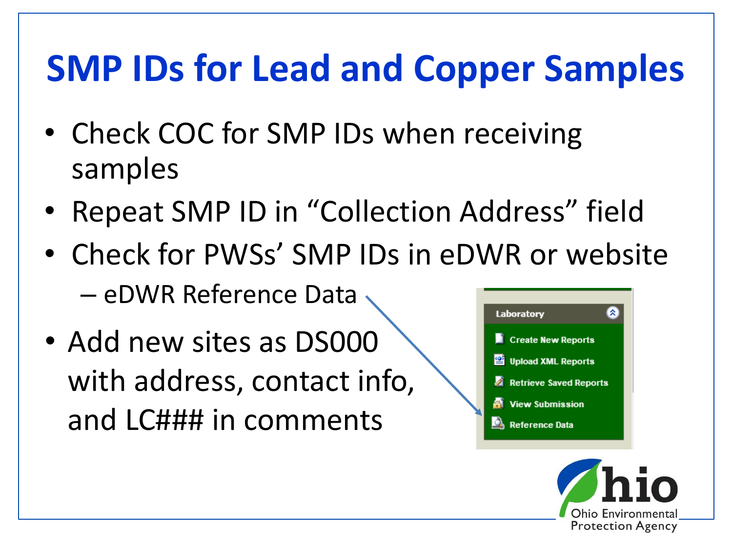# SMP IDs for Lead and Copper Samples

- Check COC for SMP IDs when receiving samples
- Repeat SMP ID in "Collection Address" field
- Check for PWSs' SMP IDs in eDWR or website
  - eDWR Reference Data
- Add new sites as DS000 with address, contact info, and LC### in comments

Laboratory

- Create New Reports
- Upload XML Reports
- Retrieve Saved Reports
- View Submission
- Reference Data

Ohio Environmental Protection Agency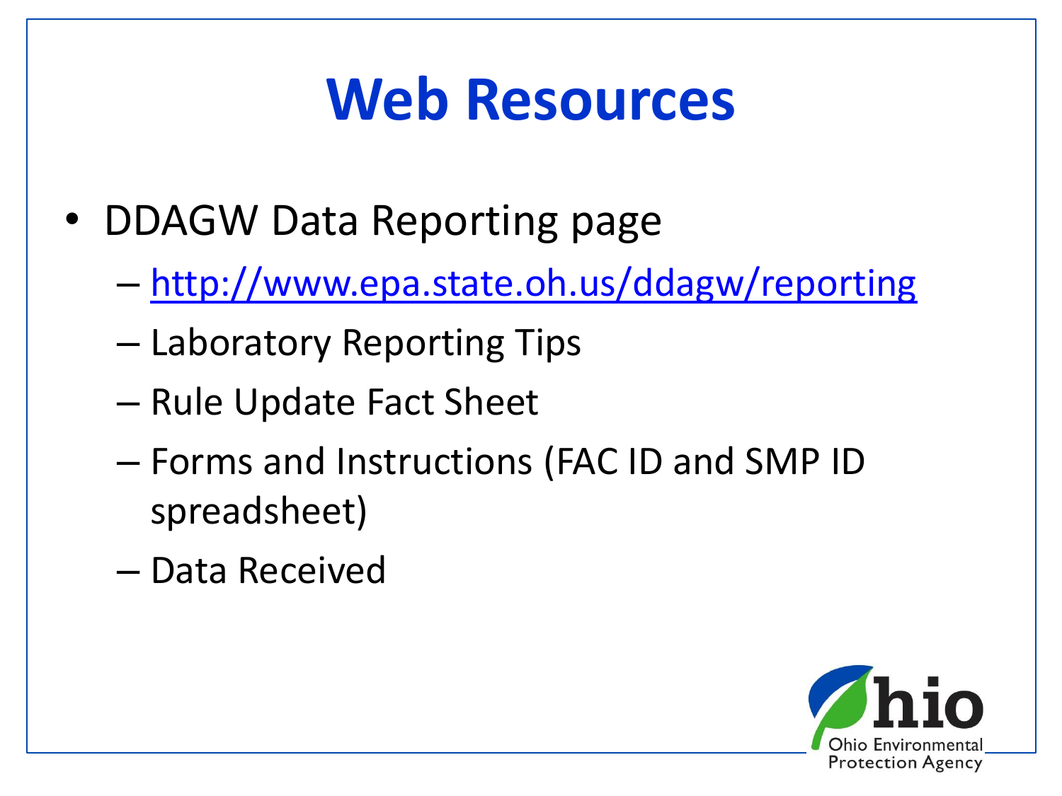# Web Resources

- DDAGW Data Reporting page
  - http://www.epa.state.oh.us/ddagw/reporting
  - Laboratory Reporting Tips
  - Rule Update Fact Sheet
  - Forms and Instructions (FAC ID and SMP ID spreadsheet)
  - Data Received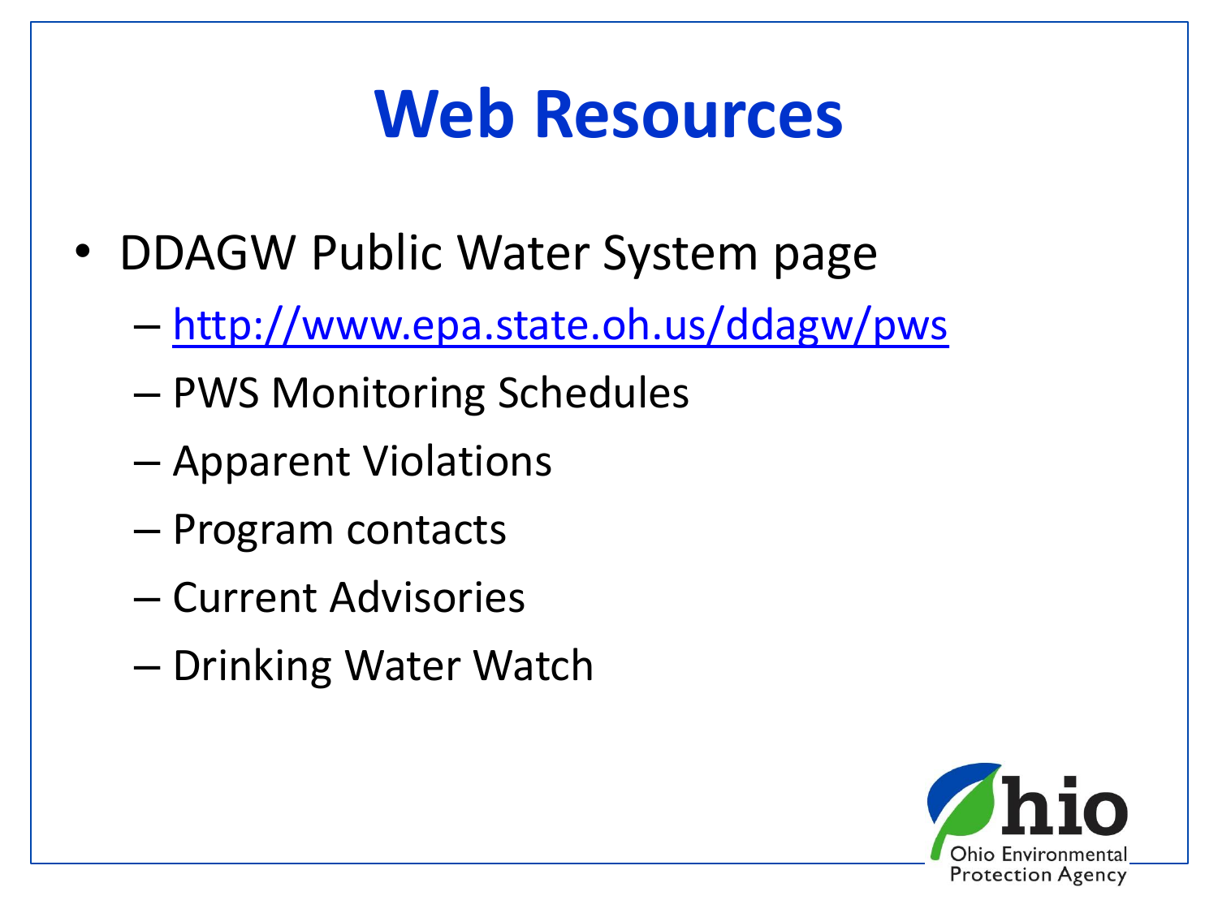# Web Resources

- DDAGW Public Water System page
  - [http://www.epa.state.oh.us/ddagw/pws](http://www.epa.state.oh.us/ddagw/pws)
  - PWS Monitoring Schedules
  - Apparent Violations
  - Program contacts
  - Current Advisories
  - Drinking Water Watch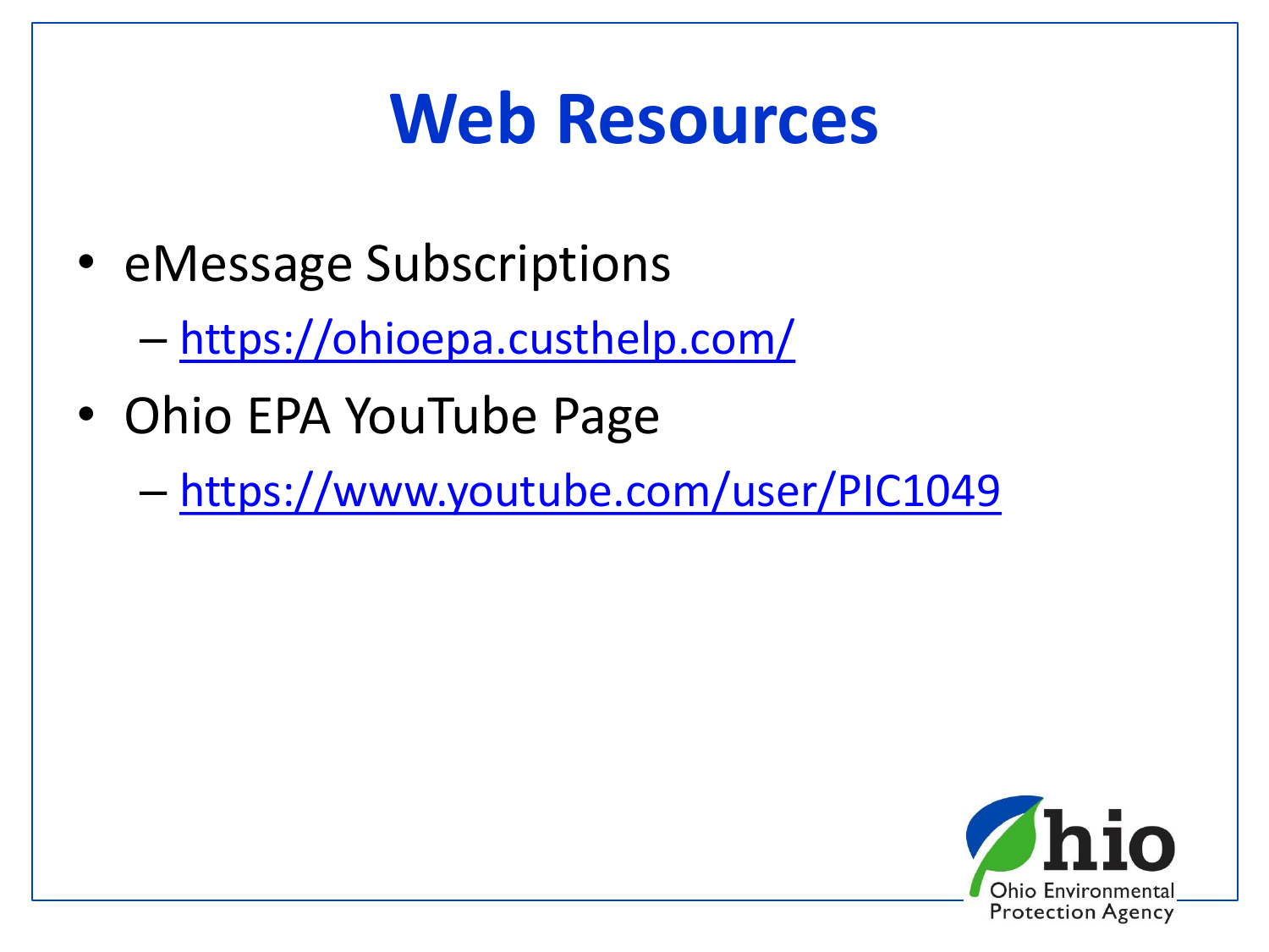# Web Resources

- eMessage Subscriptions
  - https://ohioepa.custhelp.com/
- Ohio EPA YouTube Page
  - https://www.youtube.com/user/PIC1049

Ohio Environmental Protection Agency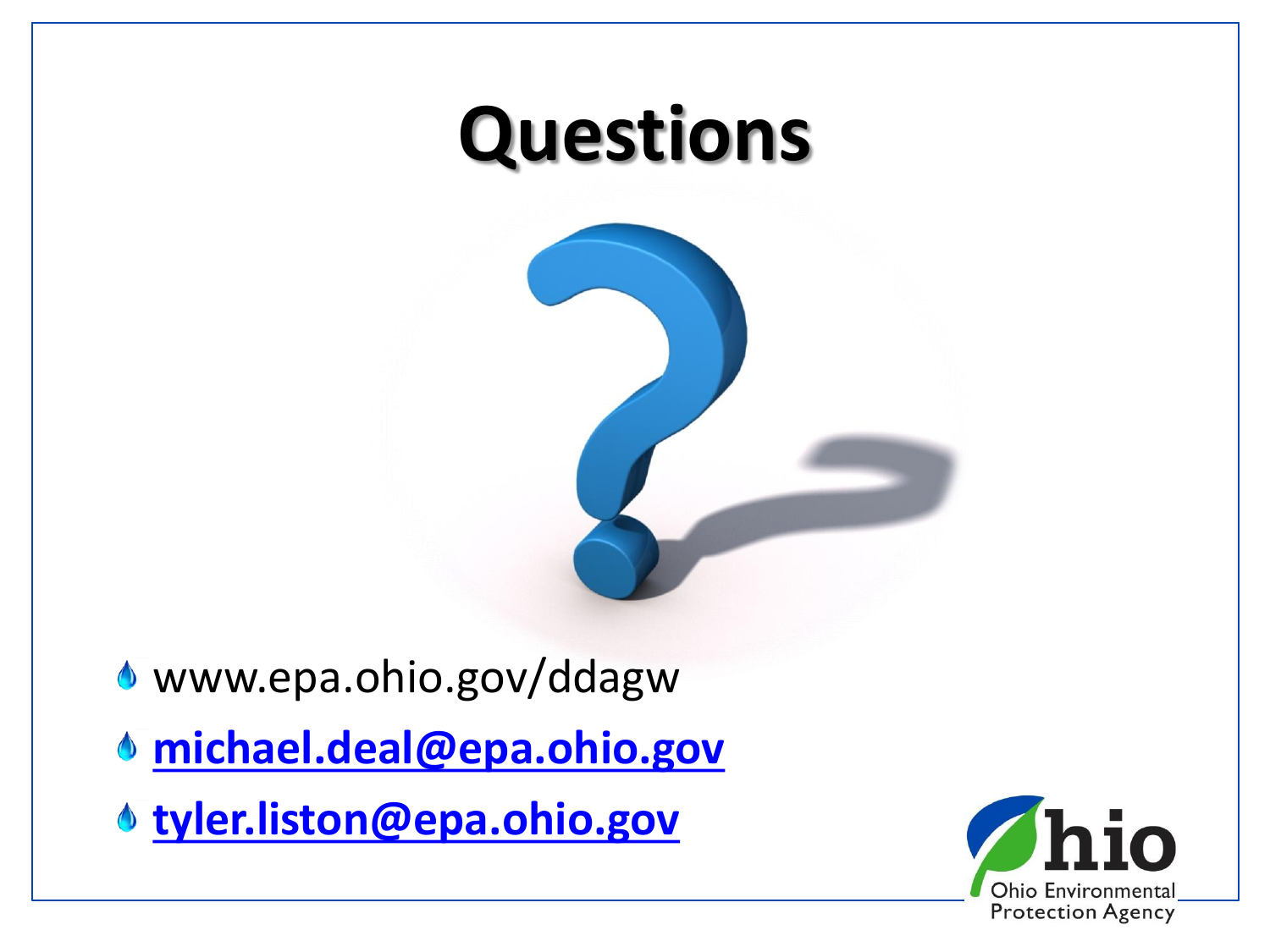# Questions

- www.epa.ohio.gov/ddagw
- **michael.deal@epa.ohio.gov**
- **tyler.liston@epa.ohio.gov**

Ohio Environmental Protection Agency